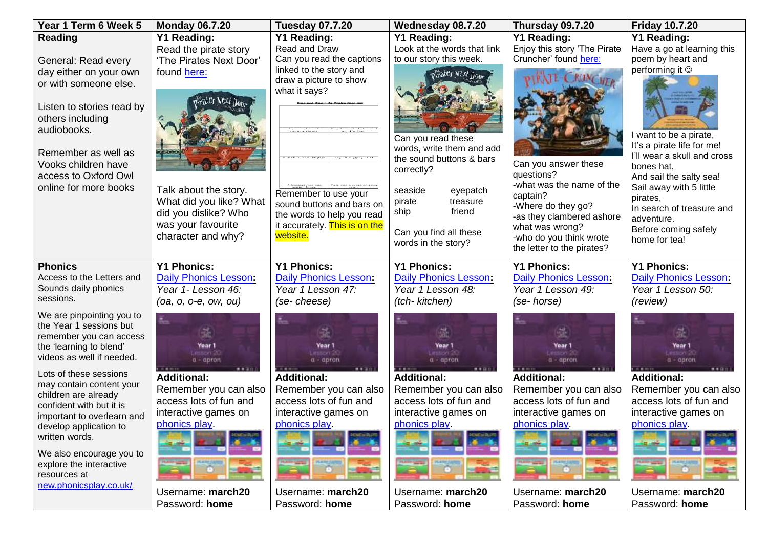| Year 1 Term 6 Week 5 | Monday 06.7.20 | Tuesday 07.7.20 | Wednesday 08.7.20 | Thursday 09.7.20 | Friday 10.7.20 |
|---|---|---|---|---|---|
| **Reading**<br><br>General: Read every day either on your own or with someone else.<br><br>Listen to stories read by others including audiobooks.<br><br>Remember as well as Vooks children have access to Oxford Owl online for more books | **Y1 Reading:**<br>Read the pirate story 'The Pirates Next Door' found here:<br><br>Talk about the story. What did you like? What did you dislike? Who was your favourite character and why? | **Y1 Reading:**<br>Read and Draw<br>Can you read the captions linked to the story and draw a picture to show what it says?<br><br>Remember to use your sound buttons and bars on the words to help you read it accurately. This is on the website. | **Y1 Reading:**<br>Look at the words that link to our story this week.<br><br>Can you read these words, write them and add the sound buttons & bars correctly?<br><br>seaside eyepatch<br>pirate treasure<br>ship friend<br><br>Can you find all these words in the story? | **Y1 Reading:**<br>Enjoy this story 'The Pirate Cruncher' found here:<br><br>Can you answer these questions?<br>-what was the name of the captain?<br>-Where do they go?<br>-as they clambered ashore what was wrong?<br>-who do you think wrote the letter to the pirates? | **Y1 Reading:**<br>Have a go at learning this poem by heart and performing it ☺<br><br>I want to be a pirate,<br>It's a pirate life for me!<br>I'll wear a skull and cross bones hat,<br>And sail the salty sea!<br>Sail away with 5 little pirates,<br>In search of treasure and adventure.<br>Before coming safely home for tea! |
| **Phonics**<br>Access to the Letters and Sounds daily phonics sessions.<br><br>We are pinpointing you to the Year 1 sessions but remember you can access the 'learning to blend' videos as well if needed.<br><br>Lots of these sessions may contain content your children are already confident with but it is important to overlearn and develop application to written words.<br><br>We also encourage you to explore the interactive resources at new.phonicsplay.co.uk/ | **Y1 Phonics:**<br>Daily Phonics Lesson:<br>*Year 1- Lesson 46:*<br>*(oa, o, o-e, ow, ou)*<br><br>**Additional:**<br>Remember you can also access lots of fun and interactive games on phonics play.<br><br>Username: **march20**<br>Password: **home** | **Y1 Phonics:**<br>Daily Phonics Lesson:<br>*Year 1 Lesson 47:*<br>*(se- cheese)*<br><br>**Additional:**<br>Remember you can also access lots of fun and interactive games on phonics play.<br><br>Username: **march20**<br>Password: **home** | **Y1 Phonics:**<br>Daily Phonics Lesson:<br>*Year 1 Lesson 48:*<br>*(tch- kitchen)*<br><br>**Additional:**<br>Remember you can also access lots of fun and interactive games on phonics play.<br><br>Username: **march20**<br>Password: **home** | **Y1 Phonics:**<br>Daily Phonics Lesson:<br>*Year 1 Lesson 49:*<br>*(se- horse)*<br><br>**Additional:**<br>Remember you can also access lots of fun and interactive games on phonics play.<br><br>Username: **march20**<br>Password: **home** | **Y1 Phonics:**<br>Daily Phonics Lesson:<br>*Year 1 Lesson 50:*<br>*(review)*<br><br>**Additional:**<br>Remember you can also access lots of fun and interactive games on phonics play.<br><br>Username: **march20**<br>Password: **home** |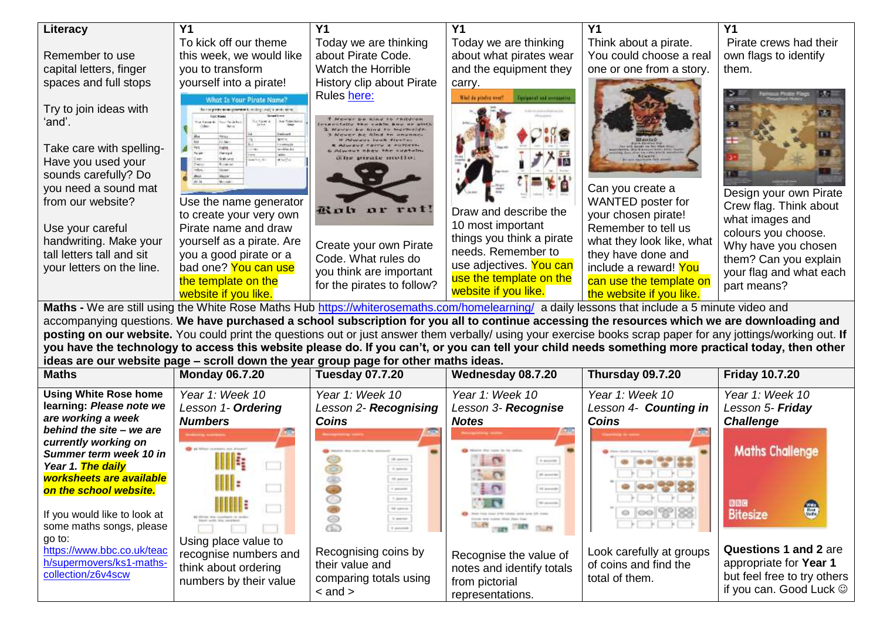| Literacy | Y1 | Y1 | Y1 | Y1 | Y1 |
|---|---|---|---|---|---|
| Remember to use capital letters, finger spaces and full stops<br><br>Try to join ideas with 'and'.<br><br>Take care with spelling- Have you used your sounds carefully? Do you need a sound mat from our website?<br><br>Use your careful handwriting. Make your tall letters tall and sit your letters on the line. | To kick off our theme this week, we would like you to transform yourself into a pirate!<br><br>Use the name generator to create your very own Pirate name and draw yourself as a pirate. Are you a good pirate or a bad one? You can use the template on the website if you like. | Today we are thinking about Pirate Code. Watch the Horrible History clip about Pirate Rules here:<br><br>Create your own Pirate Code. What rules do you think are important for the pirates to follow? | Today we are thinking about what pirates wear and the equipment they carry.<br><br>Draw and describe the 10 most important things you think a pirate needs. Remember to use adjectives. You can use the template on the website if you like. | Think about a pirate. You could choose a real one or one from a story.<br><br>Can you create a WANTED poster for your chosen pirate! Remember to tell us what they look like, what they have done and include a reward! You can use the template on the website if you like. | Pirate crews had their own flags to identify them.<br><br>Design your own Pirate Crew flag. Think about what images and colours you choose. Why have you chosen them? Can you explain your flag and what each part means? |

**Maths -** We are still using the White Rose Maths Hub https://whiterosemaths.com/homelearning/ a daily lessons that include a 5 minute video and accompanying questions. **We have purchased a school subscription for you all to continue accessing the resources which we are downloading and posting on our website.** You could print the questions out or just answer them verbally/ using your exercise books scrap paper for any jottings/working out. **If you have the technology to access this website please do. If you can't, or you can tell your child needs something more practical today, then other ideas are our website page – scroll down the year group page for other maths ideas.**

| Maths | Monday 06.7.20 | Tuesday 07.7.20 | Wednesday 08.7.20 | Thursday 09.7.20 | Friday 10.7.20 |
|---|---|---|---|---|---|
| **Using White Rose home learning:** ***Please note we are working a week behind the site – we are currently working on Summer term week 10 in Year 1. The daily worksheets are available on the school website.***<br><br>If you would like to look at some maths songs, please go to:<br>https://www.bbc.co.uk/teach/supermovers/ks1-maths-collection/z6v4scw | *Year 1: Week 10*<br>*Lesson 1-* ***Ordering Numbers***<br><br>Using place value to recognise numbers and think about ordering numbers by their value | *Year 1: Week 10*<br>*Lesson 2-* ***Recognising Coins***<br><br>Recognising coins by their value and comparing totals using < and > | *Year 1: Week 10*<br>*Lesson 3-* ***Recognise Notes***<br><br>Recognise the value of notes and identify totals from pictorial representations. | *Year 1: Week 10*<br>*Lesson 4- **Counting in Coins***<br><br>Look carefully at groups of coins and find the total of them. | *Year 1: Week 10*<br>*Lesson 5-* ***Friday Challenge***<br><br>**Questions 1 and 2** are appropriate for **Year 1** but feel free to try others if you can. Good Luck ☺ |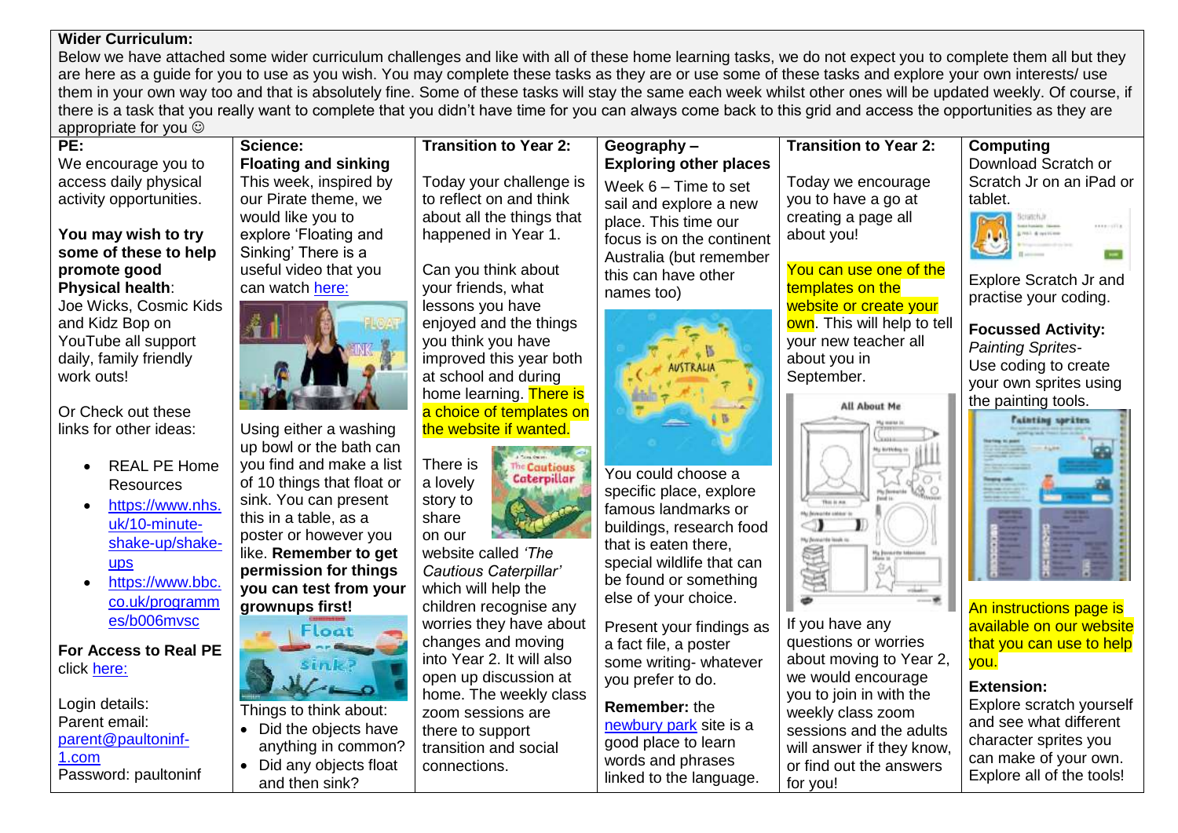**Wider Curriculum:**
Below we have attached some wider curriculum challenges and like with all of these home learning tasks, we do not expect you to complete them all but they are here as a guide for you to use as you wish. You may complete these tasks as they are or use some of these tasks and explore your own interests/ use them in your own way too and that is absolutely fine. Some of these tasks will stay the same each week whilst other ones will be updated weekly. Of course, if there is a task that you really want to complete that you didn't have time for you can always come back to this grid and access the opportunities as they are appropriate for you ☺

| PE: | Science: | Transition to Year 2: | Geography – | Transition to Year 2: | Computing |
|---|---|---|---|---|---|
| We encourage you to access daily physical activity opportunities.<br><br>**You may wish to try some of these to help promote good Physical health**:<br>Joe Wicks, Cosmic Kids and Kidz Bop on YouTube all support daily, family friendly work outs!<br><br>Or Check out these links for other ideas:<br><ul><li>REAL PE Home Resources</li><li>https://www.nhs.uk/10-minute-shake-up/shake-ups</li><li>https://www.bbc.co.uk/programmes/b006mvsc</li></ul>**For Access to Real PE** click here:<br><br>Login details:<br>Parent email:<br>parent@paultoninf-1.com<br>Password: paultoninf | **Floating and sinking**<br>This week, inspired by our Pirate theme, we would like you to explore 'Floating and Sinking' There is a useful video that you can watch here:<br><br>Using either a washing up bowl or the bath can you find and make a list of 10 things that float or sink. You can present this in a table, as a poster or however you like. **Remember to get permission for things you can test from your grownups first!**<br><br>Things to think about:<br><ul><li>Did the objects have anything in common?</li><li>Did any objects float and then sink?</li></ul> | Today your challenge is to reflect on and think about all the things that happened in Year 1.<br><br>Can you think about your friends, what lessons you have enjoyed and the things you think you have improved this year both at school and during home learning. There is a choice of templates on the website if wanted.<br><br>There is a lovely story to share on our website called *'The Cautious Caterpillar'* which will help the children recognise any worries they have about changes and moving into Year 2. It will also open up discussion at home. The weekly class zoom sessions are there to support transition and social connections. | **Exploring other places**<br>Week 6 – Time to set sail and explore a new place. This time our focus is on the continent Australia (but remember this can have other names too)<br><br>You could choose a specific place, explore famous landmarks or buildings, research food that is eaten there, special wildlife that can be found or something else of your choice.<br><br>Present your findings as a fact file, a poster some writing- whatever you prefer to do.<br><br>**Remember:** the newbury park site is a good place to learn words and phrases linked to the language. | Today we encourage you to have a go at creating a page all about you!<br><br>You can use one of the templates on the website or create your own. This will help to tell your new teacher all about you in September.<br><br>If you have any questions or worries about moving to Year 2, we would encourage you to join in with the weekly class zoom sessions and the adults will answer if they know, or find out the answers for you! | Download Scratch or Scratch Jr on an iPad or tablet.<br><br>Explore Scratch Jr and practise your coding.<br><br>**Focussed Activity:**<br>*Painting Sprites-*<br>Use coding to create your own sprites using the painting tools.<br><br>An instructions page is available on our website that you can use to help you.<br><br>**Extension:**<br>Explore scratch yourself and see what different character sprites you can make of your own. Explore all of the tools! |